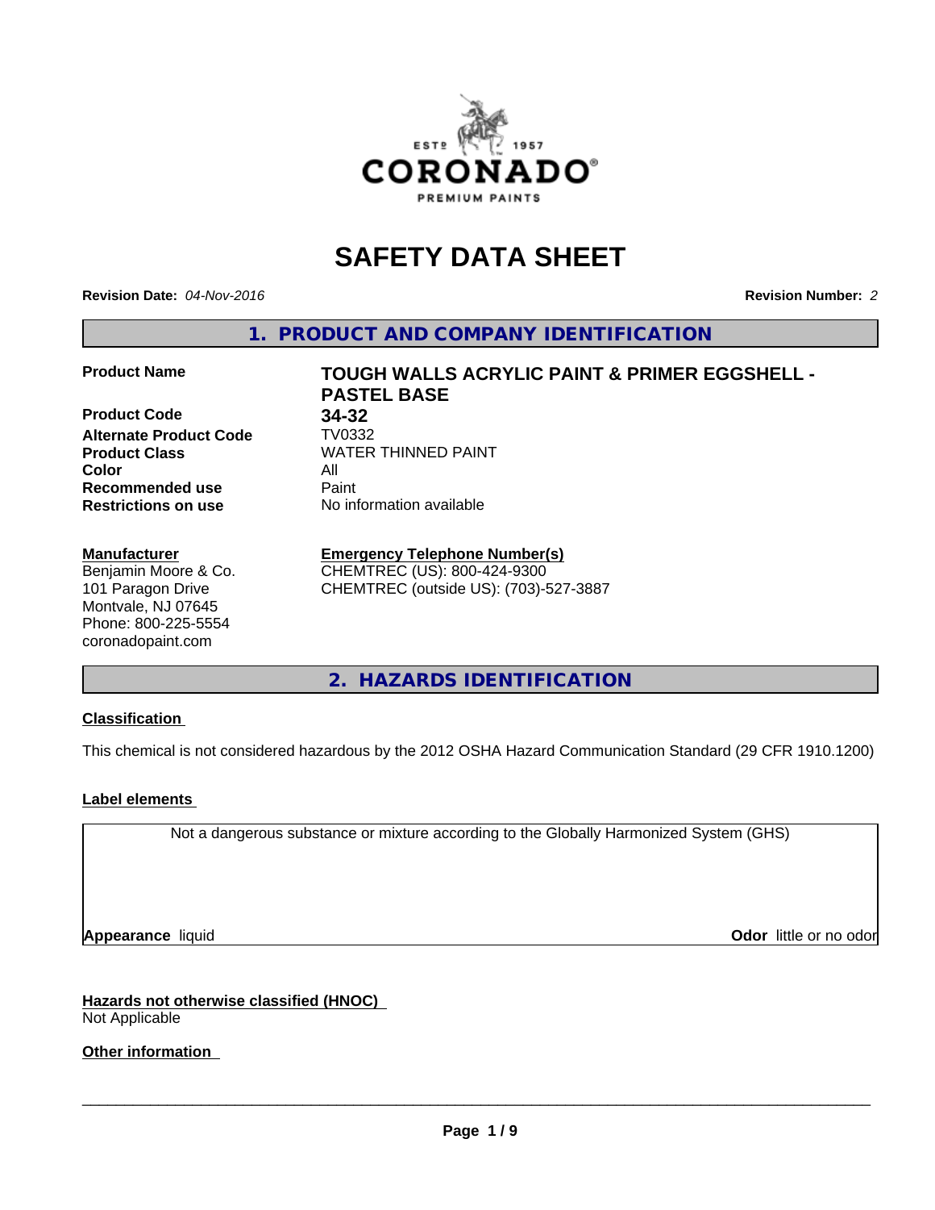# SAFETY DATA SHEET

**Revision Date:** *04-Nov-2016* **Revision Number:** *2*

## 1. PRODUCT AND COMPANY IDENTIFICATION

| | |
|---|---|
| **Product Name** | **TOUGH WALLS ACRYLIC PAINT & PRIMER EGGSHELL - PASTEL BASE** |
| **Product Code** | **34-32** |
| **Alternate Product Code** | TV0332 |
| **Product Class** | WATER THINNED PAINT |
| **Color** | All |
| **Recommended use** | Paint |
| **Restrictions on use** | No information available |

**Manufacturer**
Benjamin Moore & Co.
101 Paragon Drive
Montvale, NJ 07645
Phone: 800-225-5554
coronadopaint.com

**Emergency Telephone Number(s)**
CHEMTREC (US): 800-424-9300
CHEMTREC (outside US): (703)-527-3887

## 2. HAZARDS IDENTIFICATION

**Classification**

This chemical is not considered hazardous by the 2012 OSHA Hazard Communication Standard (29 CFR 1910.1200)

**Label elements**

Not a dangerous substance or mixture according to the Globally Harmonized System (GHS)

**Appearance** liquid **Odor** little or no odor

**Hazards not otherwise classified (HNOC)**
Not Applicable

**Other information**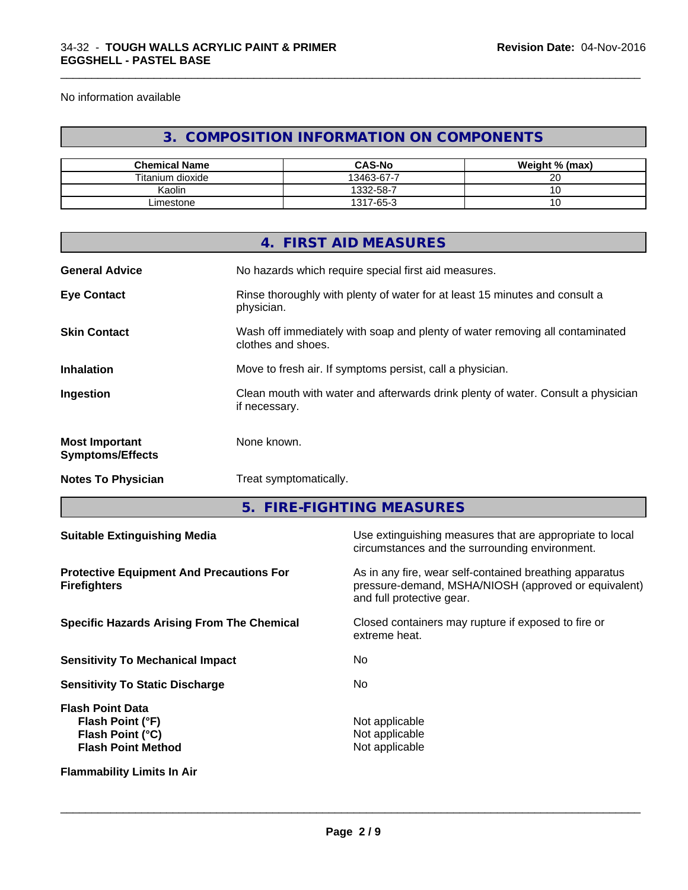No information available

## 3. COMPOSITION INFORMATION ON COMPONENTS

| Chemical Name | CAS-No | Weight % (max) |
|---|---|---|
| Titanium dioxide | 13463-67-7 | 20 |
| Kaolin | 1332-58-7 | 10 |
| Limestone | 1317-65-3 | 10 |

## 4. FIRST AID MEASURES

**General Advice** No hazards which require special first aid measures.

**Eye Contact** Rinse thoroughly with plenty of water for at least 15 minutes and consult a physician.

**Skin Contact** Wash off immediately with soap and plenty of water removing all contaminated clothes and shoes.

**Inhalation** Move to fresh air. If symptoms persist, call a physician.

**Ingestion** Clean mouth with water and afterwards drink plenty of water. Consult a physician if necessary.

**Most Important Symptoms/Effects** None known.

**Notes To Physician** Treat symptomatically.

## 5. FIRE-FIGHTING MEASURES

**Suitable Extinguishing Media** Use extinguishing measures that are appropriate to local circumstances and the surrounding environment.

**Protective Equipment And Precautions For Firefighters** As in any fire, wear self-contained breathing apparatus pressure-demand, MSHA/NIOSH (approved or equivalent) and full protective gear.

**Specific Hazards Arising From The Chemical** Closed containers may rupture if exposed to fire or extreme heat.

**Sensitivity To Mechanical Impact** No

**Sensitivity To Static Discharge** No

**Flash Point Data**
- **Flash Point (°F)** Not applicable
- **Flash Point (°C)** Not applicable
- **Flash Point Method** Not applicable

**Flammability Limits In Air**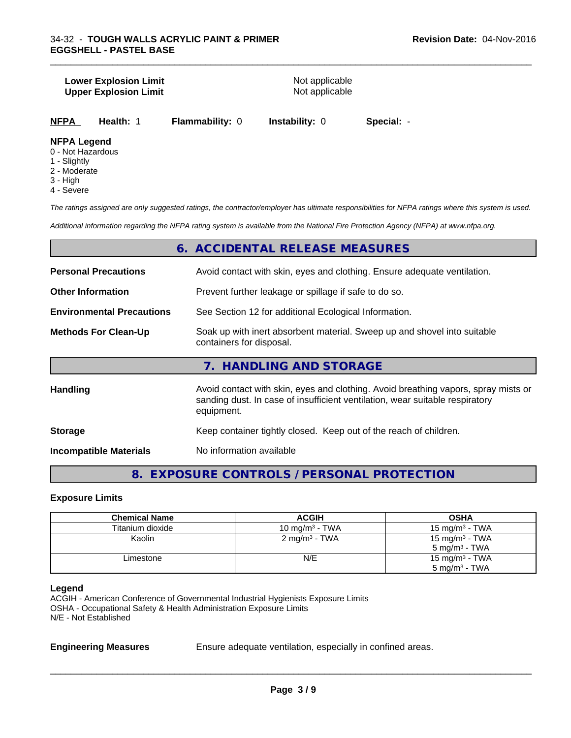| | |
|---|---|
| **Lower Explosion Limit** | Not applicable |
| **Upper Explosion Limit** | Not applicable |

| NFPA | Health: 1 | Flammability: 0 | Instability: 0 | Special: - |
|---|---|---|---|---|

**NFPA Legend**
0 - Not Hazardous
1 - Slightly
2 - Moderate
3 - High
4 - Severe

*The ratings assigned are only suggested ratings, the contractor/employer has ultimate responsibilities for NFPA ratings where this system is used.*

*Additional information regarding the NFPA rating system is available from the National Fire Protection Agency (NFPA) at www.nfpa.org.*

## 6. ACCIDENTAL RELEASE MEASURES

| | |
|---|---|
| **Personal Precautions** | Avoid contact with skin, eyes and clothing. Ensure adequate ventilation. |
| **Other Information** | Prevent further leakage or spillage if safe to do so. |
| **Environmental Precautions** | See Section 12 for additional Ecological Information. |
| **Methods For Clean-Up** | Soak up with inert absorbent material. Sweep up and shovel into suitable containers for disposal. |

## 7. HANDLING AND STORAGE

| | |
|---|---|
| **Handling** | Avoid contact with skin, eyes and clothing. Avoid breathing vapors, spray mists or sanding dust. In case of insufficient ventilation, wear suitable respiratory equipment. |
| **Storage** | Keep container tightly closed. Keep out of the reach of children. |
| **Incompatible Materials** | No information available |

## 8. EXPOSURE CONTROLS / PERSONAL PROTECTION

### Exposure Limits

| Chemical Name | ACGIH | OSHA |
|---|---|---|
| Titanium dioxide | 10 mg/m$^3$ - TWA | 15 mg/m$^3$ - TWA |
| Kaolin | 2 mg/m$^3$ - TWA | 15 mg/m$^3$ - TWA<br>5 mg/m$^3$ - TWA |
| Limestone | N/E | 15 mg/m$^3$ - TWA<br>5 mg/m$^3$ - TWA |

**Legend**
ACGIH - American Conference of Governmental Industrial Hygienists Exposure Limits
OSHA - Occupational Safety & Health Administration Exposure Limits
N/E - Not Established

| | |
|---|---|
| **Engineering Measures** | Ensure adequate ventilation, especially in confined areas. |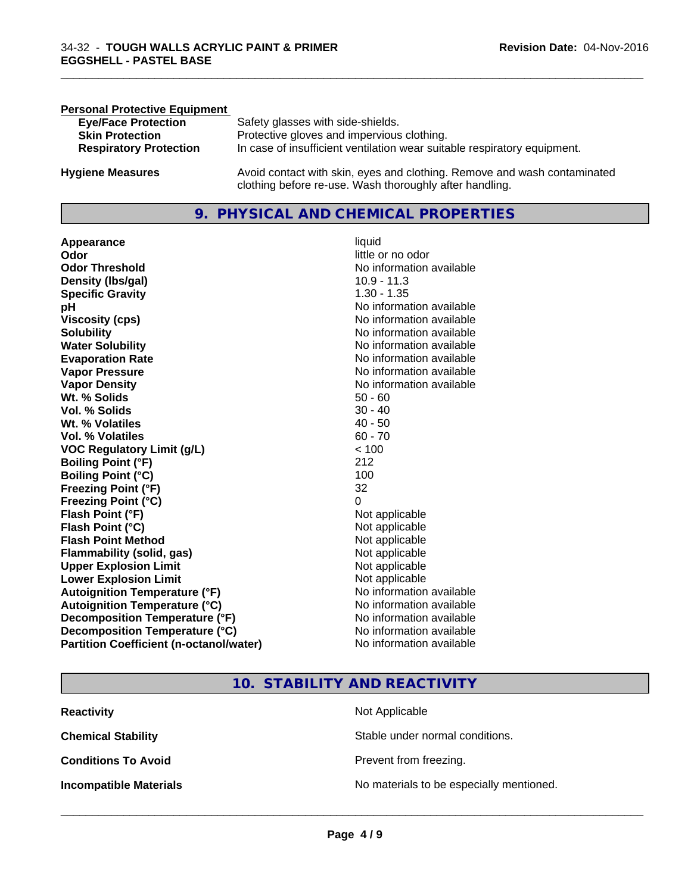**Personal Protective Equipment**

| | |
|---|---|
| **Eye/Face Protection** | Safety glasses with side-shields. |
| **Skin Protection** | Protective gloves and impervious clothing. |
| **Respiratory Protection** | In case of insufficient ventilation wear suitable respiratory equipment. |

**Hygiene Measures** Avoid contact with skin, eyes and clothing. Remove and wash contaminated clothing before re-use. Wash thoroughly after handling.

## 9. PHYSICAL AND CHEMICAL PROPERTIES

| | |
|---|---|
| **Appearance** | liquid |
| **Odor** | little or no odor |
| **Odor Threshold** | No information available |
| **Density (lbs/gal)** | 10.9 - 11.3 |
| **Specific Gravity** | 1.30 - 1.35 |
| **pH** | No information available |
| **Viscosity (cps)** | No information available |
| **Solubility** | No information available |
| **Water Solubility** | No information available |
| **Evaporation Rate** | No information available |
| **Vapor Pressure** | No information available |
| **Vapor Density** | No information available |
| **Wt. % Solids** | 50 - 60 |
| **Vol. % Solids** | 30 - 40 |
| **Wt. % Volatiles** | 40 - 50 |
| **Vol. % Volatiles** | 60 - 70 |
| **VOC Regulatory Limit (g/L)** | < 100 |
| **Boiling Point (°F)** | 212 |
| **Boiling Point (°C)** | 100 |
| **Freezing Point (°F)** | 32 |
| **Freezing Point (°C)** | 0 |
| **Flash Point (°F)** | Not applicable |
| **Flash Point (°C)** | Not applicable |
| **Flash Point Method** | Not applicable |
| **Flammability (solid, gas)** | Not applicable |
| **Upper Explosion Limit** | Not applicable |
| **Lower Explosion Limit** | Not applicable |
| **Autoignition Temperature (°F)** | No information available |
| **Autoignition Temperature (°C)** | No information available |
| **Decomposition Temperature (°F)** | No information available |
| **Decomposition Temperature (°C)** | No information available |
| **Partition Coefficient (n-octanol/water)** | No information available |

## 10. STABILITY AND REACTIVITY

| | |
|---|---|
| **Reactivity** | Not Applicable |
| **Chemical Stability** | Stable under normal conditions. |
| **Conditions To Avoid** | Prevent from freezing. |
| **Incompatible Materials** | No materials to be especially mentioned. |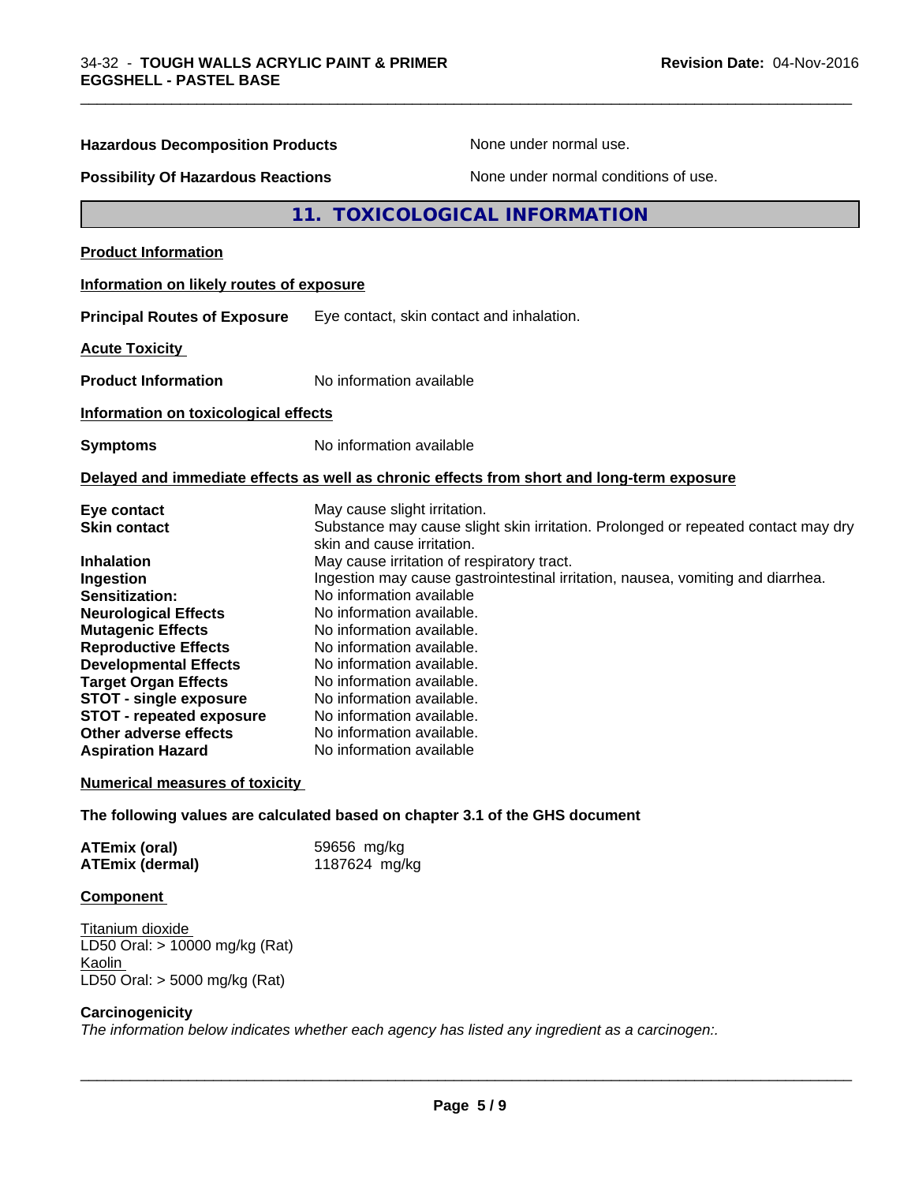**Hazardous Decomposition Products** None under normal use.

**Possibility Of Hazardous Reactions** None under normal conditions of use.

## 11. TOXICOLOGICAL INFORMATION

**Product Information**

**Information on likely routes of exposure**

**Principal Routes of Exposure** Eye contact, skin contact and inhalation.

**Acute Toxicity**

**Product Information** No information available

**Information on toxicological effects**

**Symptoms** No information available

**Delayed and immediate effects as well as chronic effects from short and long-term exposure**

| | |
|---|---|
| **Eye contact** | May cause slight irritation. |
| **Skin contact** | Substance may cause slight skin irritation. Prolonged or repeated contact may dry skin and cause irritation. |
| **Inhalation** | May cause irritation of respiratory tract. |
| **Ingestion** | Ingestion may cause gastrointestinal irritation, nausea, vomiting and diarrhea. |
| **Sensitization:** | No information available |
| **Neurological Effects** | No information available. |
| **Mutagenic Effects** | No information available. |
| **Reproductive Effects** | No information available. |
| **Developmental Effects** | No information available. |
| **Target Organ Effects** | No information available. |
| **STOT - single exposure** | No information available. |
| **STOT - repeated exposure** | No information available. |
| **Other adverse effects** | No information available. |
| **Aspiration Hazard** | No information available |

**Numerical measures of toxicity**

**The following values are calculated based on chapter 3.1 of the GHS document**

| | |
|---|---|
| **ATEmix (oral)** | 59656 mg/kg |
| **ATEmix (dermal)** | 1187624 mg/kg |

**Component**

Titanium dioxide
LD50 Oral: > 10000 mg/kg (Rat)
Kaolin
LD50 Oral: > 5000 mg/kg (Rat)

**Carcinogenicity**

*The information below indicates whether each agency has listed any ingredient as a carcinogen:.*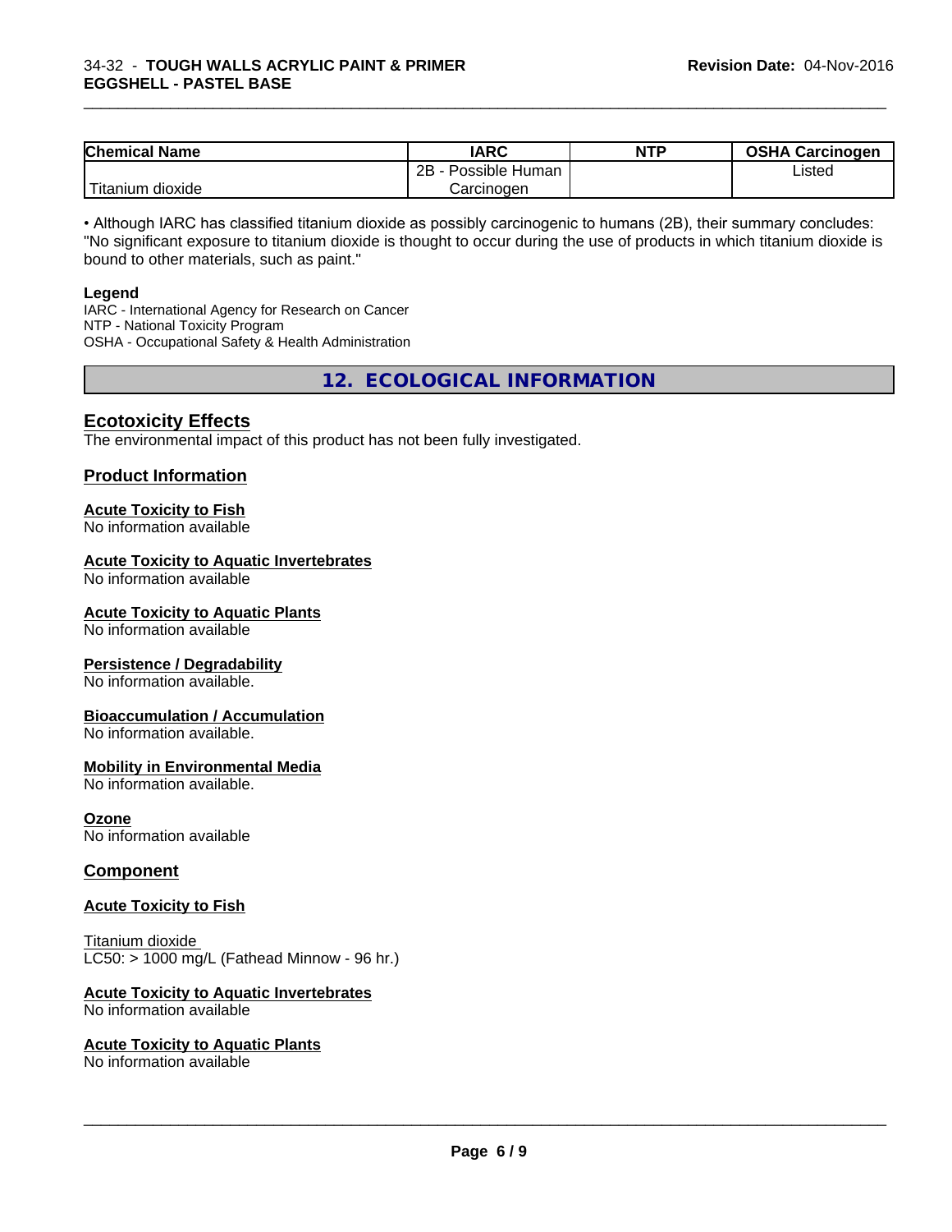| Chemical Name | IARC | NTP | OSHA Carcinogen |
|---|---|---|---|
| Titanium dioxide | 2B - Possible Human Carcinogen | | Listed |

• Although IARC has classified titanium dioxide as possibly carcinogenic to humans (2B), their summary concludes: "No significant exposure to titanium dioxide is thought to occur during the use of products in which titanium dioxide is bound to other materials, such as paint."

**Legend**
IARC - International Agency for Research on Cancer
NTP - National Toxicity Program
OSHA - Occupational Safety & Health Administration

## 12. ECOLOGICAL INFORMATION

### Ecotoxicity Effects

The environmental impact of this product has not been fully investigated.

### Product Information

**Acute Toxicity to Fish**
No information available

**Acute Toxicity to Aquatic Invertebrates**
No information available

**Acute Toxicity to Aquatic Plants**
No information available

**Persistence / Degradability**
No information available.

**Bioaccumulation / Accumulation**
No information available.

**Mobility in Environmental Media**
No information available.

**Ozone**
No information available

### Component

**Acute Toxicity to Fish**

Titanium dioxide
LC50: > 1000 mg/L (Fathead Minnow - 96 hr.)

**Acute Toxicity to Aquatic Invertebrates**
No information available

**Acute Toxicity to Aquatic Plants**
No information available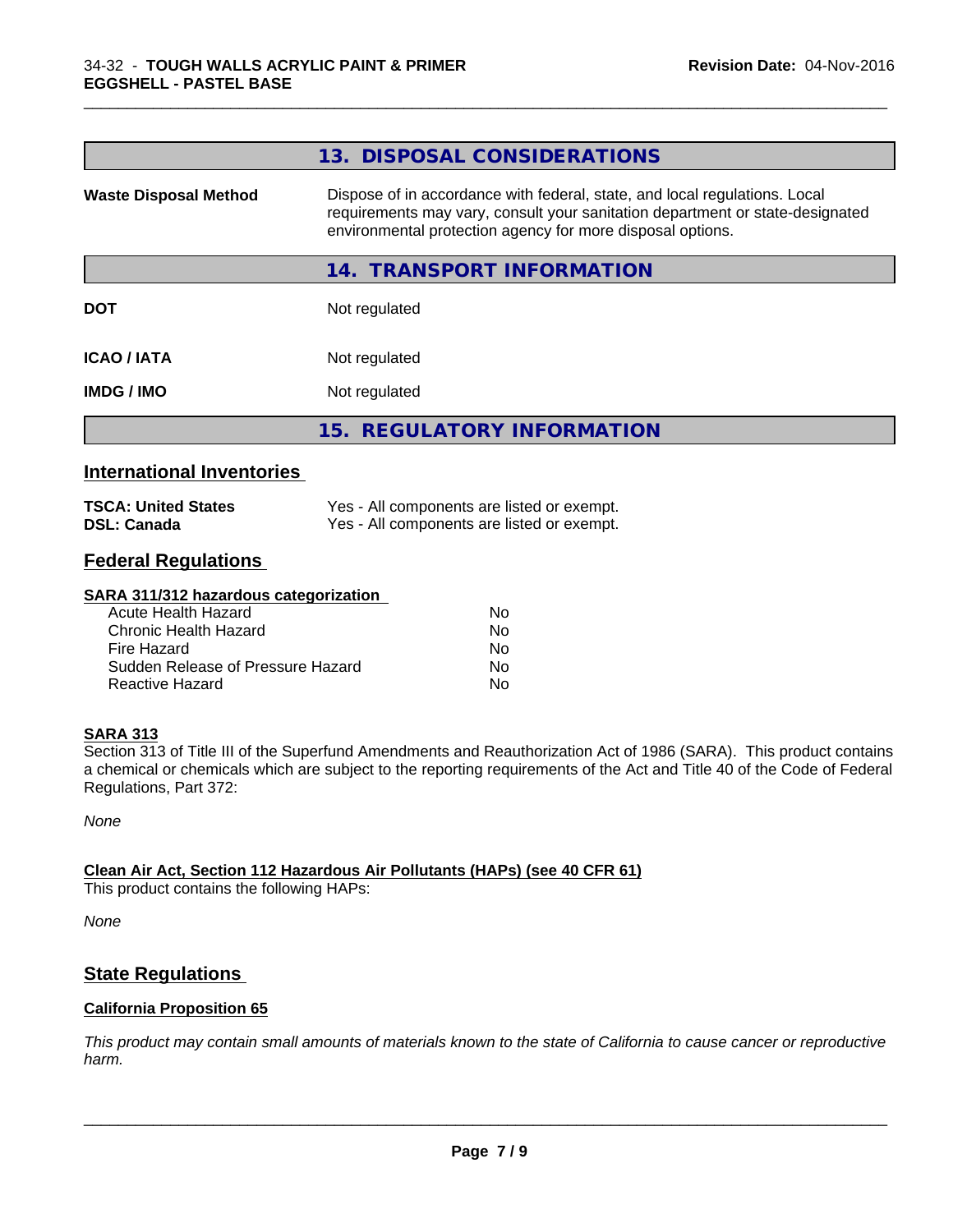## 13. DISPOSAL CONSIDERATIONS

| | |
|---|---|
| **Waste Disposal Method** | Dispose of in accordance with federal, state, and local regulations. Local requirements may vary, consult your sanitation department or state-designated environmental protection agency for more disposal options. |

## 14. TRANSPORT INFORMATION

| | |
|---|---|
| **DOT** | Not regulated |
| **ICAO / IATA** | Not regulated |
| **IMDG / IMO** | Not regulated |

## 15. REGULATORY INFORMATION

### International Inventories

| | |
|---|---|
| **TSCA: United States** | Yes - All components are listed or exempt. |
| **DSL: Canada** | Yes - All components are listed or exempt. |

### Federal Regulations

**SARA 311/312 hazardous categorization**

| | |
|---|---|
| Acute Health Hazard | No |
| Chronic Health Hazard | No |
| Fire Hazard | No |
| Sudden Release of Pressure Hazard | No |
| Reactive Hazard | No |

**SARA 313**

Section 313 of Title III of the Superfund Amendments and Reauthorization Act of 1986 (SARA). This product contains a chemical or chemicals which are subject to the reporting requirements of the Act and Title 40 of the Code of Federal Regulations, Part 372:

*None*

**Clean Air Act, Section 112 Hazardous Air Pollutants (HAPs) (see 40 CFR 61)**

This product contains the following HAPs:

*None*

### State Regulations

**California Proposition 65**

*This product may contain small amounts of materials known to the state of California to cause cancer or reproductive harm.*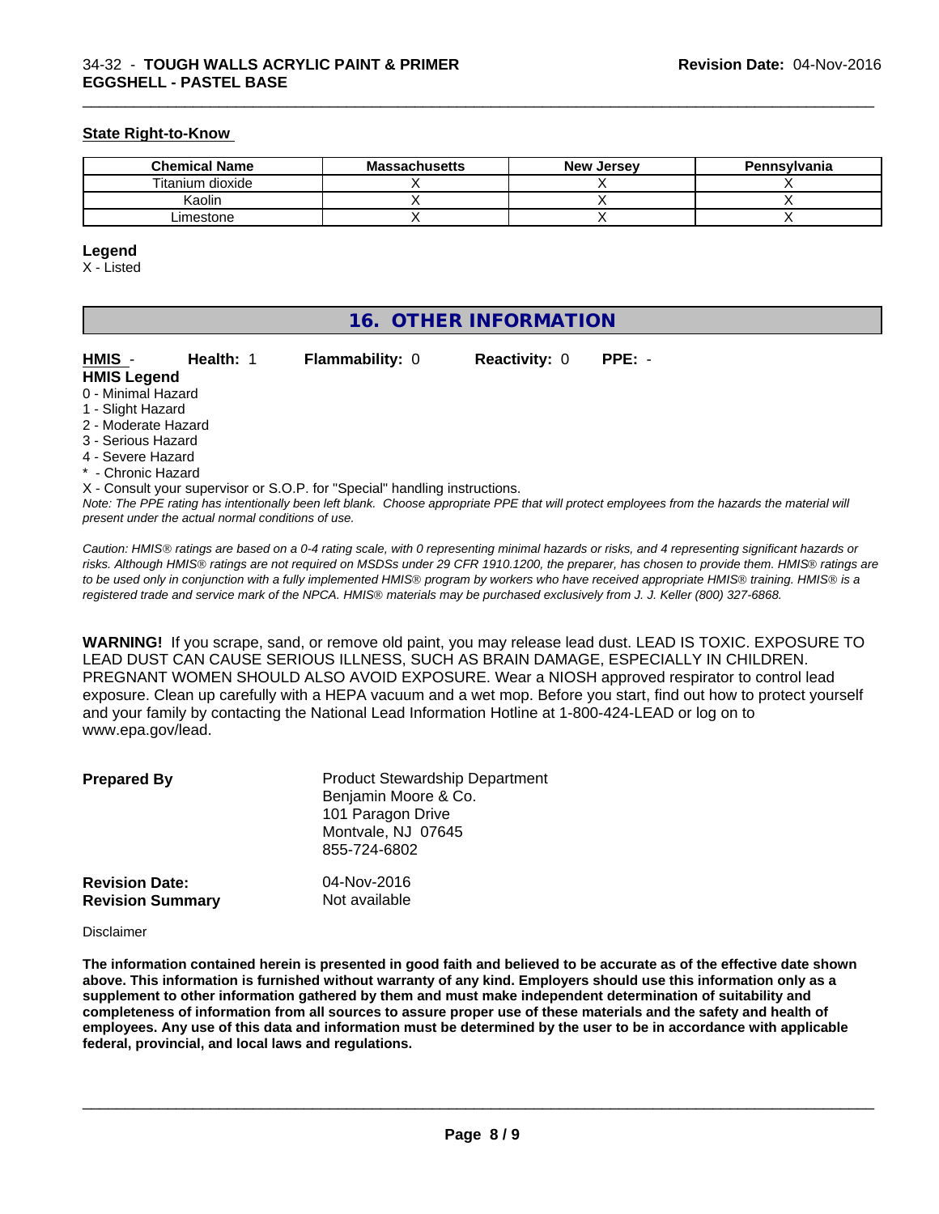**State Right-to-Know**

| Chemical Name | Massachusetts | New Jersey | Pennsylvania |
|---|---|---|---|
| Titanium dioxide | X | X | X |
| Kaolin | X | X | X |
| Limestone | X | X | X |

**Legend**

X - Listed

## 16. OTHER INFORMATION

**HMIS** - **Health:** 1 **Flammability:** 0 **Reactivity:** 0 **PPE:** -

**HMIS Legend**

0 - Minimal Hazard
1 - Slight Hazard
2 - Moderate Hazard
3 - Serious Hazard
4 - Severe Hazard
* - Chronic Hazard
X - Consult your supervisor or S.O.P. for "Special" handling instructions.

*Note: The PPE rating has intentionally been left blank. Choose appropriate PPE that will protect employees from the hazards the material will present under the actual normal conditions of use.*

*Caution: HMIS® ratings are based on a 0-4 rating scale, with 0 representing minimal hazards or risks, and 4 representing significant hazards or risks. Although HMIS® ratings are not required on MSDSs under 29 CFR 1910.1200, the preparer, has chosen to provide them. HMIS® ratings are to be used only in conjunction with a fully implemented HMIS® program by workers who have received appropriate HMIS® training. HMIS® is a registered trade and service mark of the NPCA. HMIS® materials may be purchased exclusively from J. J. Keller (800) 327-6868.*

**WARNING!** If you scrape, sand, or remove old paint, you may release lead dust. LEAD IS TOXIC. EXPOSURE TO LEAD DUST CAN CAUSE SERIOUS ILLNESS, SUCH AS BRAIN DAMAGE, ESPECIALLY IN CHILDREN. PREGNANT WOMEN SHOULD ALSO AVOID EXPOSURE. Wear a NIOSH approved respirator to control lead exposure. Clean up carefully with a HEPA vacuum and a wet mop. Before you start, find out how to protect yourself and your family by contacting the National Lead Information Hotline at 1-800-424-LEAD or log on to www.epa.gov/lead.

**Prepared By**
Product Stewardship Department
Benjamin Moore & Co.
101 Paragon Drive
Montvale, NJ 07645
855-724-6802

**Revision Date:** 04-Nov-2016
**Revision Summary** Not available

Disclaimer

**The information contained herein is presented in good faith and believed to be accurate as of the effective date shown above. This information is furnished without warranty of any kind. Employers should use this information only as a supplement to other information gathered by them and must make independent determination of suitability and completeness of information from all sources to assure proper use of these materials and the safety and health of employees. Any use of this data and information must be determined by the user to be in accordance with applicable federal, provincial, and local laws and regulations.**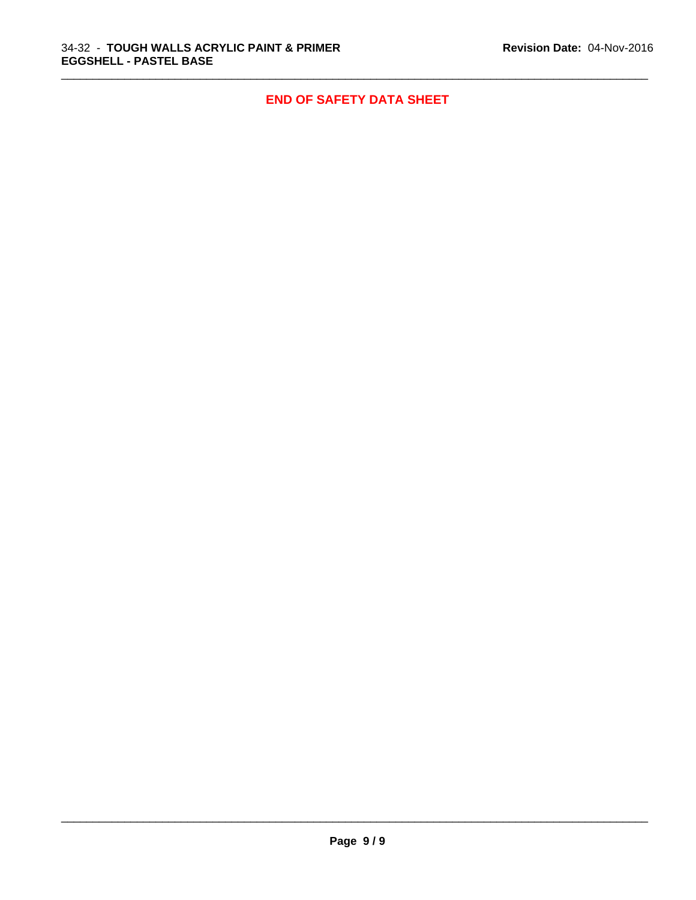**END OF SAFETY DATA SHEET**